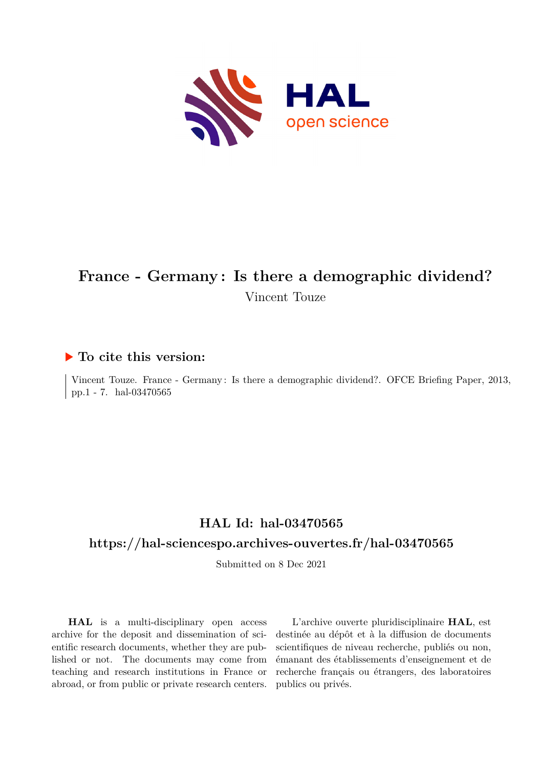# France - Germany : Is there a demographic dividend?

Vincent Touze

## ▶ To cite this version:

Vincent Touze. France - Germany : Is there a demographic dividend?. OFCE Briefing Paper, 2013, pp.1 - 7. hal-03470565

## HAL Id: hal-03470565

## https://hal-sciencespo.archives-ouvertes.fr/hal-03470565

Submitted on 8 Dec 2021

**HAL** is a multi-disciplinary open access archive for the deposit and dissemination of scientific research documents, whether they are published or not. The documents may come from teaching and research institutions in France or abroad, or from public or private research centers.

L'archive ouverte pluridisciplinaire **HAL**, est destinée au dépôt et à la diffusion de documents scientifiques de niveau recherche, publiés ou non, émanant des établissements d'enseignement et de recherche français ou étrangers, des laboratoires publics ou privés.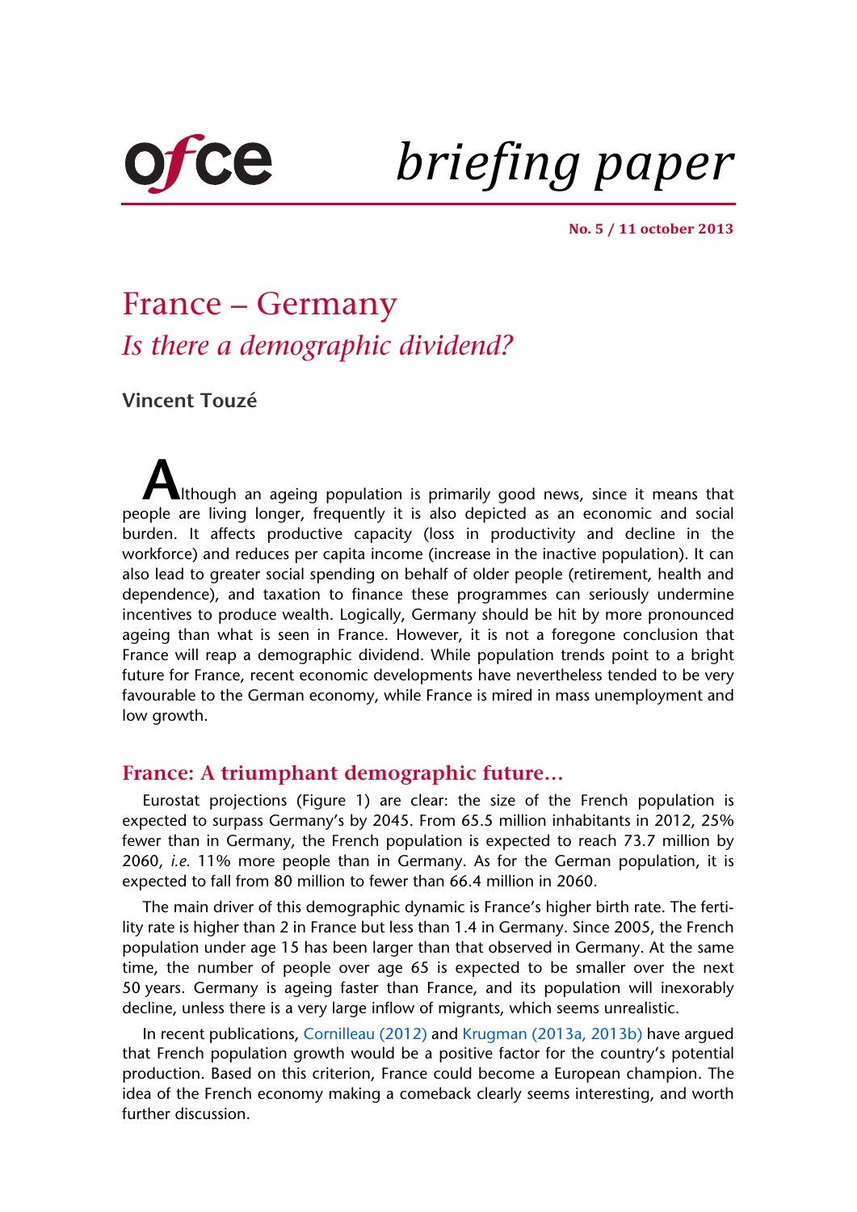# France – Germany

## *Is there a demographic dividend?*

**Vincent Touzé**

Although an ageing population is primarily good news, since it means that people are living longer, frequently it is also depicted as an economic and social burden. It affects productive capacity (loss in productivity and decline in the workforce) and reduces per capita income (increase in the inactive population). It can also lead to greater social spending on behalf of older people (retirement, health and dependence), and taxation to finance these programmes can seriously undermine incentives to produce wealth. Logically, Germany should be hit by more pronounced ageing than what is seen in France. However, it is not a foregone conclusion that France will reap a demographic dividend. While population trends point to a bright future for France, recent economic developments have nevertheless tended to be very favourable to the German economy, while France is mired in mass unemployment and low growth.

### France: A triumphant demographic future…

Eurostat projections (Figure 1) are clear: the size of the French population is expected to surpass Germany's by 2045. From 65.5 million inhabitants in 2012, 25% fewer than in Germany, the French population is expected to reach 73.7 million by 2060, *i.e.* 11% more people than in Germany. As for the German population, it is expected to fall from 80 million to fewer than 66.4 million in 2060.

The main driver of this demographic dynamic is France's higher birth rate. The fertility rate is higher than 2 in France but less than 1.4 in Germany. Since 2005, the French population under age 15 has been larger than that observed in Germany. At the same time, the number of people over age 65 is expected to be smaller over the next 50 years. Germany is ageing faster than France, and its population will inexorably decline, unless there is a very large inflow of migrants, which seems unrealistic.

In recent publications, Cornilleau (2012) and Krugman (2013a, 2013b) have argued that French population growth would be a positive factor for the country's potential production. Based on this criterion, France could become a European champion. The idea of the French economy making a comeback clearly seems interesting, and worth further discussion.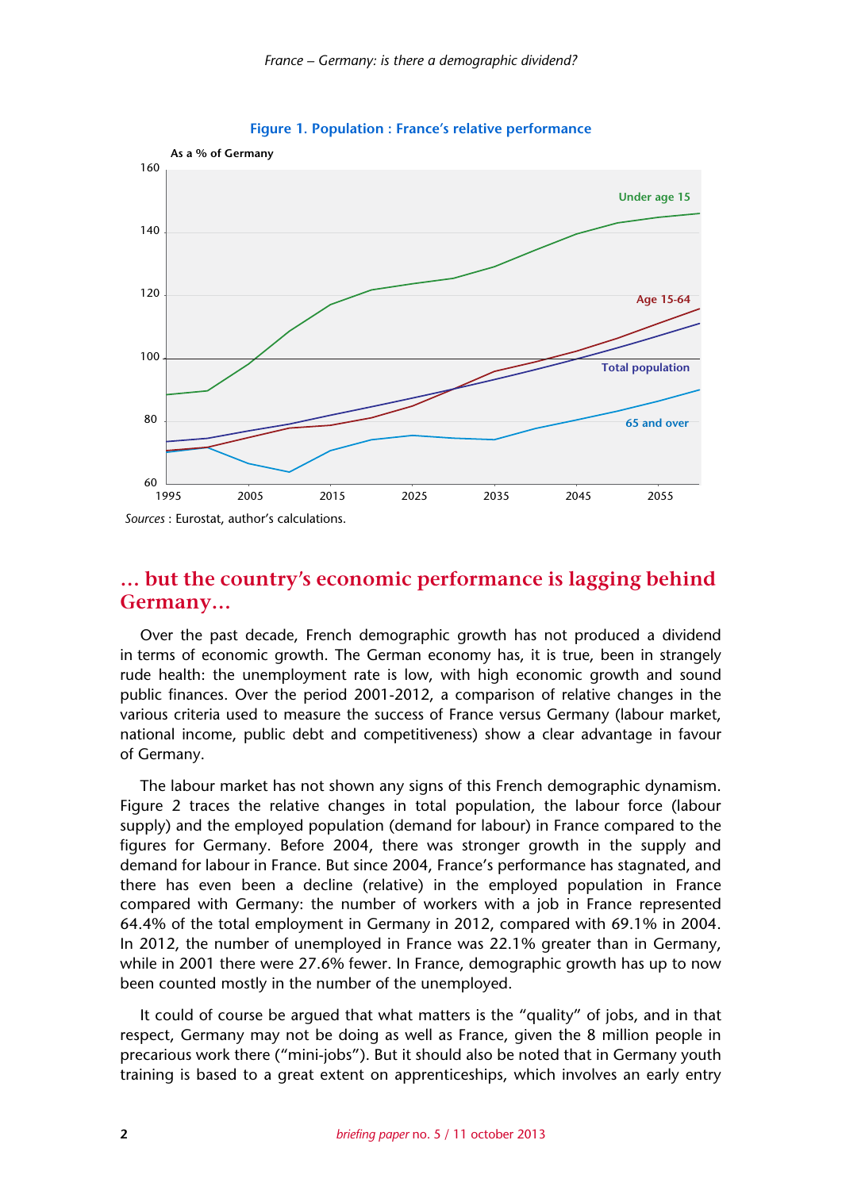**Figure 1. Population : France's relative performance**

As a % of Germany

160
140
120
100
80
60

1995 2005 2015 2025 2035 2045 2055

Under age 15
Age 15-64
Total population
65 and over

*Sources* : Eurostat, author's calculations.

## ... but the country's economic performance is lagging behind Germany...

Over the past decade, French demographic growth has not produced a dividend in terms of economic growth. The German economy has, it is true, been in strangely rude health: the unemployment rate is low, with high economic growth and sound public finances. Over the period 2001-2012, a comparison of relative changes in the various criteria used to measure the success of France versus Germany (labour market, national income, public debt and competitiveness) show a clear advantage in favour of Germany.

The labour market has not shown any signs of this French demographic dynamism. Figure 2 traces the relative changes in total population, the labour force (labour supply) and the employed population (demand for labour) in France compared to the figures for Germany. Before 2004, there was stronger growth in the supply and demand for labour in France. But since 2004, France's performance has stagnated, and there has even been a decline (relative) in the employed population in France compared with Germany: the number of workers with a job in France represented 64.4% of the total employment in Germany in 2012, compared with 69.1% in 2004. In 2012, the number of unemployed in France was 22.1% greater than in Germany, while in 2001 there were 27.6% fewer. In France, demographic growth has up to now been counted mostly in the number of the unemployed.

It could of course be argued that what matters is the "quality" of jobs, and in that respect, Germany may not be doing as well as France, given the 8 million people in precarious work there ("mini-jobs"). But it should also be noted that in Germany youth training is based to a great extent on apprenticeships, which involves an early entry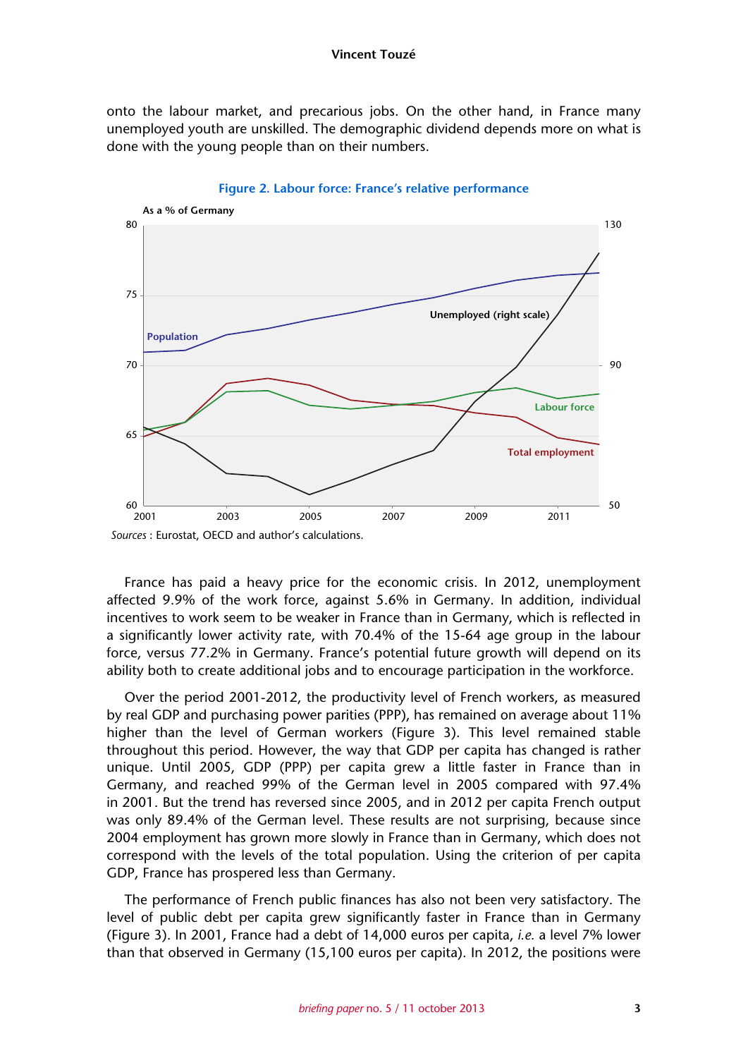onto the labour market, and precarious jobs. On the other hand, in France many unemployed youth are unskilled. The demographic dividend depends more on what is done with the young people than on their numbers.

**Figure 2. Labour force: France's relative performance**

As a % of Germany

80
75
70
65
60

130
90
50

2001 2003 2005 2007 2009 2011

Population

Unemployed (right scale)

Labour force

Total employment

*Sources* : Eurostat, OECD and author's calculations.

France has paid a heavy price for the economic crisis. In 2012, unemployment affected 9.9% of the work force, against 5.6% in Germany. In addition, individual incentives to work seem to be weaker in France than in Germany, which is reflected in a significantly lower activity rate, with 70.4% of the 15-64 age group in the labour force, versus 77.2% in Germany. France's potential future growth will depend on its ability both to create additional jobs and to encourage participation in the workforce.

Over the period 2001-2012, the productivity level of French workers, as measured by real GDP and purchasing power parities (PPP), has remained on average about 11% higher than the level of German workers (Figure 3). This level remained stable throughout this period. However, the way that GDP per capita has changed is rather unique. Until 2005, GDP (PPP) per capita grew a little faster in France than in Germany, and reached 99% of the German level in 2005 compared with 97.4% in 2001. But the trend has reversed since 2005, and in 2012 per capita French output was only 89.4% of the German level. These results are not surprising, because since 2004 employment has grown more slowly in France than in Germany, which does not correspond with the levels of the total population. Using the criterion of per capita GDP, France has prospered less than Germany.

The performance of French public finances has also not been very satisfactory. The level of public debt per capita grew significantly faster in France than in Germany (Figure 3). In 2001, France had a debt of 14,000 euros per capita, *i.e.* a level 7% lower than that observed in Germany (15,100 euros per capita). In 2012, the positions were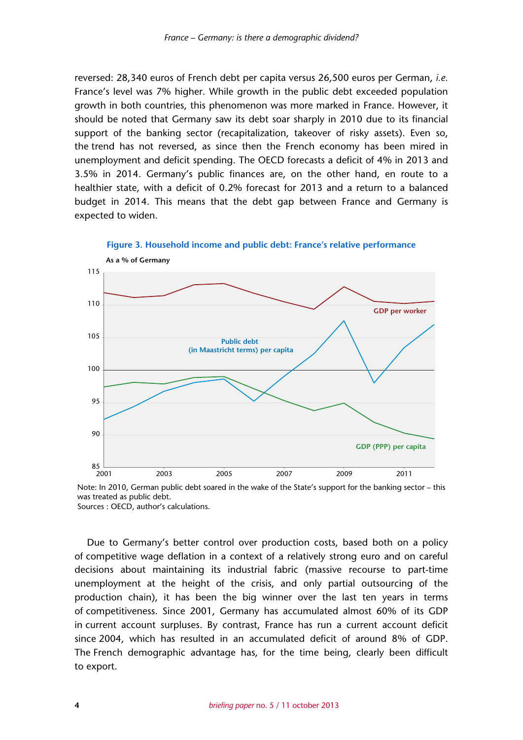reversed: 28,340 euros of French debt per capita versus 26,500 euros per German, *i.e.* France's level was 7% higher. While growth in the public debt exceeded population growth in both countries, this phenomenon was more marked in France. However, it should be noted that Germany saw its debt soar sharply in 2010 due to its financial support of the banking sector (recapitalization, takeover of risky assets). Even so, the trend has not reversed, as since then the French economy has been mired in unemployment and deficit spending. The OECD forecasts a deficit of 4% in 2013 and 3.5% in 2014. Germany's public finances are, on the other hand, en route to a healthier state, with a deficit of 0.2% forecast for 2013 and a return to a balanced budget in 2014. This means that the debt gap between France and Germany is expected to widen.

**Figure 3. Household income and public debt: France's relative performance**

As a % of Germany

115
110
105
100
95
90
85

2001
2003
2005
2007
2009
2011

GDP per worker

Public debt (in Maastricht terms) per capita

GDP (PPP) per capita

Note: In 2010, German public debt soared in the wake of the State's support for the banking sector – this was treated as public debt.
Sources : OECD, author's calculations.

Due to Germany's better control over production costs, based both on a policy of competitive wage deflation in a context of a relatively strong euro and on careful decisions about maintaining its industrial fabric (massive recourse to part-time unemployment at the height of the crisis, and only partial outsourcing of the production chain), it has been the big winner over the last ten years in terms of competitiveness. Since 2001, Germany has accumulated almost 60% of its GDP in current account surpluses. By contrast, France has run a current account deficit since 2004, which has resulted in an accumulated deficit of around 8% of GDP. The French demographic advantage has, for the time being, clearly been difficult to export.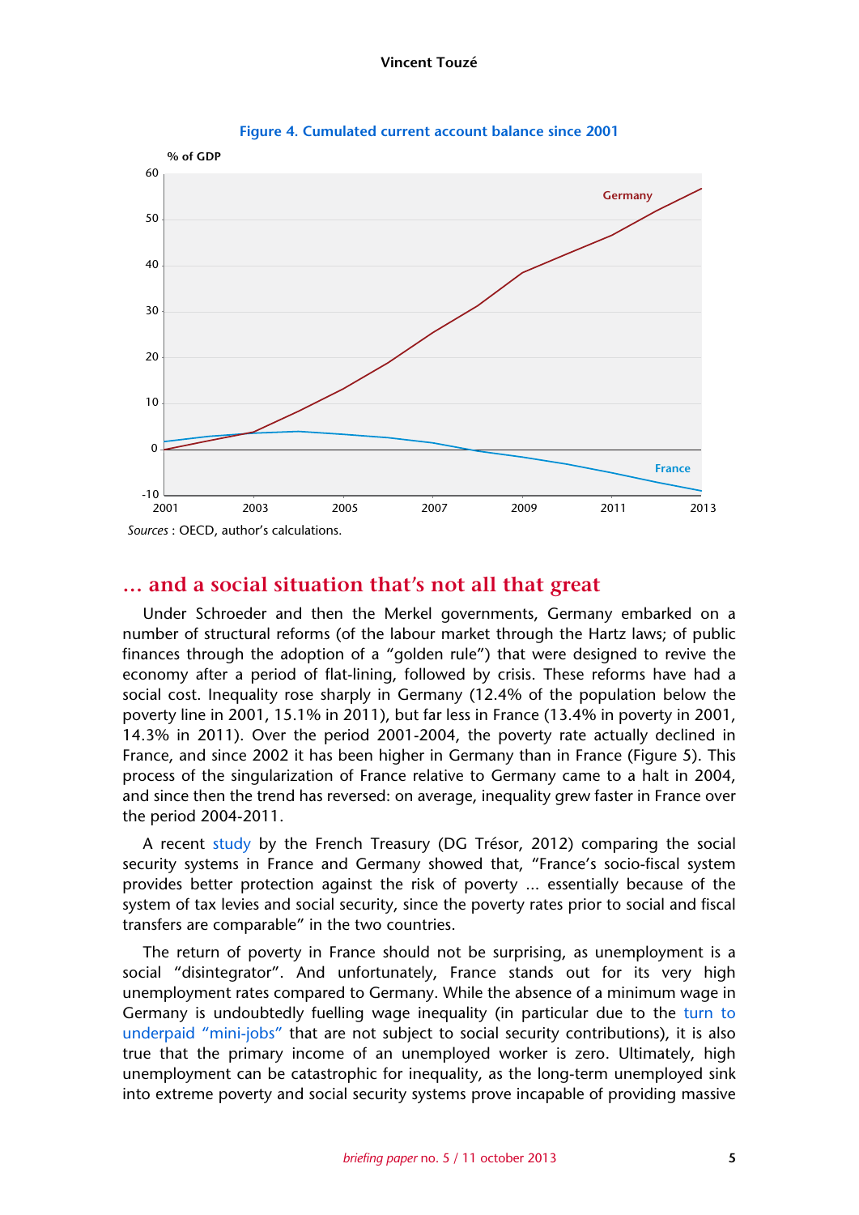**Figure 4. Cumulated current account balance since 2001**

% of GDP

60
50
40
30
20
10
0
-10

2001 2003 2005 2007 2009 2011 2013

Germany

France

*Sources* : OECD, author's calculations.

## … and a social situation that's not all that great

Under Schroeder and then the Merkel governments, Germany embarked on a number of structural reforms (of the labour market through the Hartz laws; of public finances through the adoption of a "golden rule") that were designed to revive the economy after a period of flat-lining, followed by crisis. These reforms have had a social cost. Inequality rose sharply in Germany (12.4% of the population below the poverty line in 2001, 15.1% in 2011), but far less in France (13.4% in poverty in 2001, 14.3% in 2011). Over the period 2001-2004, the poverty rate actually declined in France, and since 2002 it has been higher in Germany than in France (Figure 5). This process of the singularization of France relative to Germany came to a halt in 2004, and since then the trend has reversed: on average, inequality grew faster in France over the period 2004-2011.

A recent study by the French Treasury (DG Trésor, 2012) comparing the social security systems in France and Germany showed that, "France's socio-fiscal system provides better protection against the risk of poverty … essentially because of the system of tax levies and social security, since the poverty rates prior to social and fiscal transfers are comparable" in the two countries.

The return of poverty in France should not be surprising, as unemployment is a social "disintegrator". And unfortunately, France stands out for its very high unemployment rates compared to Germany. While the absence of a minimum wage in Germany is undoubtedly fuelling wage inequality (in particular due to the turn to underpaid "mini-jobs" that are not subject to social security contributions), it is also true that the primary income of an unemployed worker is zero. Ultimately, high unemployment can be catastrophic for inequality, as the long-term unemployed sink into extreme poverty and social security systems prove incapable of providing massive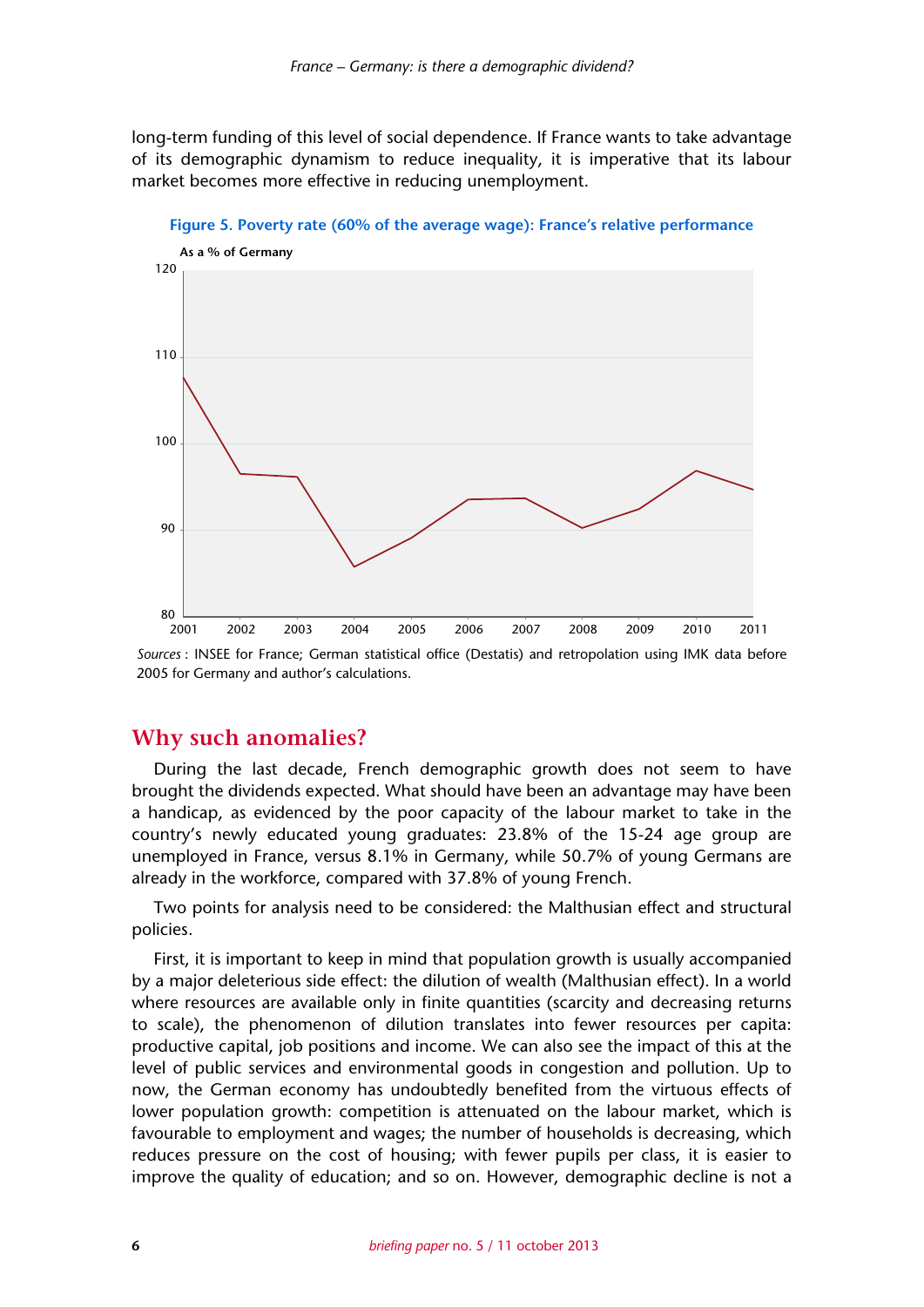long-term funding of this level of social dependence. If France wants to take advantage of its demographic dynamism to reduce inequality, it is imperative that its labour market becomes more effective in reducing unemployment.

**Figure 5. Poverty rate (60% of the average wage): France's relative performance**

As a % of Germany

120
110
100
90
80

2001 2002 2003 2004 2005 2006 2007 2008 2009 2010 2011

*Sources* : INSEE for France; German statistical office (Destatis) and retropolation using IMK data before 2005 for Germany and author's calculations.

## Why such anomalies?

During the last decade, French demographic growth does not seem to have brought the dividends expected. What should have been an advantage may have been a handicap, as evidenced by the poor capacity of the labour market to take in the country's newly educated young graduates: 23.8% of the 15-24 age group are unemployed in France, versus 8.1% in Germany, while 50.7% of young Germans are already in the workforce, compared with 37.8% of young French.

Two points for analysis need to be considered: the Malthusian effect and structural policies.

First, it is important to keep in mind that population growth is usually accompanied by a major deleterious side effect: the dilution of wealth (Malthusian effect). In a world where resources are available only in finite quantities (scarcity and decreasing returns to scale), the phenomenon of dilution translates into fewer resources per capita: productive capital, job positions and income. We can also see the impact of this at the level of public services and environmental goods in congestion and pollution. Up to now, the German economy has undoubtedly benefited from the virtuous effects of lower population growth: competition is attenuated on the labour market, which is favourable to employment and wages; the number of households is decreasing, which reduces pressure on the cost of housing; with fewer pupils per class, it is easier to improve the quality of education; and so on. However, demographic decline is not a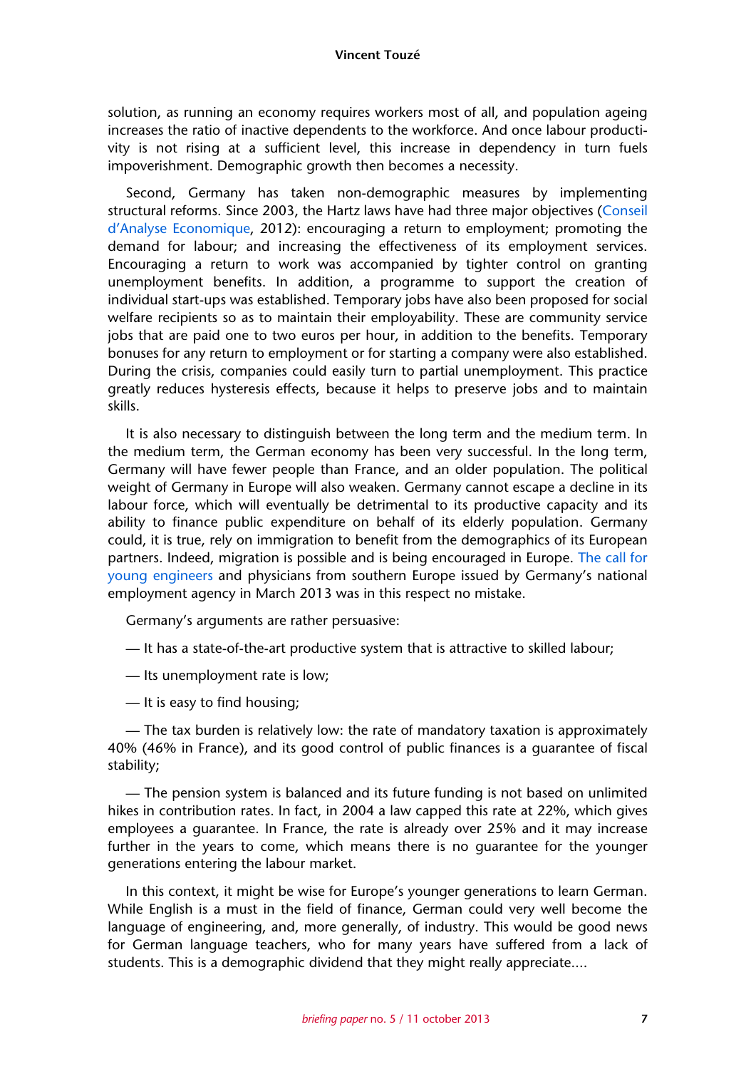solution, as running an economy requires workers most of all, and population ageing increases the ratio of inactive dependents to the workforce. And once labour productivity is not rising at a sufficient level, this increase in dependency in turn fuels impoverishment. Demographic growth then becomes a necessity.

Second, Germany has taken non-demographic measures by implementing structural reforms. Since 2003, the Hartz laws have had three major objectives (Conseil d'Analyse Economique, 2012): encouraging a return to employment; promoting the demand for labour; and increasing the effectiveness of its employment services. Encouraging a return to work was accompanied by tighter control on granting unemployment benefits. In addition, a programme to support the creation of individual start-ups was established. Temporary jobs have also been proposed for social welfare recipients so as to maintain their employability. These are community service jobs that are paid one to two euros per hour, in addition to the benefits. Temporary bonuses for any return to employment or for starting a company were also established. During the crisis, companies could easily turn to partial unemployment. This practice greatly reduces hysteresis effects, because it helps to preserve jobs and to maintain skills.

It is also necessary to distinguish between the long term and the medium term. In the medium term, the German economy has been very successful. In the long term, Germany will have fewer people than France, and an older population. The political weight of Germany in Europe will also weaken. Germany cannot escape a decline in its labour force, which will eventually be detrimental to its productive capacity and its ability to finance public expenditure on behalf of its elderly population. Germany could, it is true, rely on immigration to benefit from the demographics of its European partners. Indeed, migration is possible and is being encouraged in Europe. The call for young engineers and physicians from southern Europe issued by Germany's national employment agency in March 2013 was in this respect no mistake.

Germany's arguments are rather persuasive:

— It has a state-of-the-art productive system that is attractive to skilled labour;

— Its unemployment rate is low;

— It is easy to find housing;

— The tax burden is relatively low: the rate of mandatory taxation is approximately 40% (46% in France), and its good control of public finances is a guarantee of fiscal stability;

— The pension system is balanced and its future funding is not based on unlimited hikes in contribution rates. In fact, in 2004 a law capped this rate at 22%, which gives employees a guarantee. In France, the rate is already over 25% and it may increase further in the years to come, which means there is no guarantee for the younger generations entering the labour market.

In this context, it might be wise for Europe's younger generations to learn German. While English is a must in the field of finance, German could very well become the language of engineering, and, more generally, of industry. This would be good news for German language teachers, who for many years have suffered from a lack of students. This is a demographic dividend that they might really appreciate....